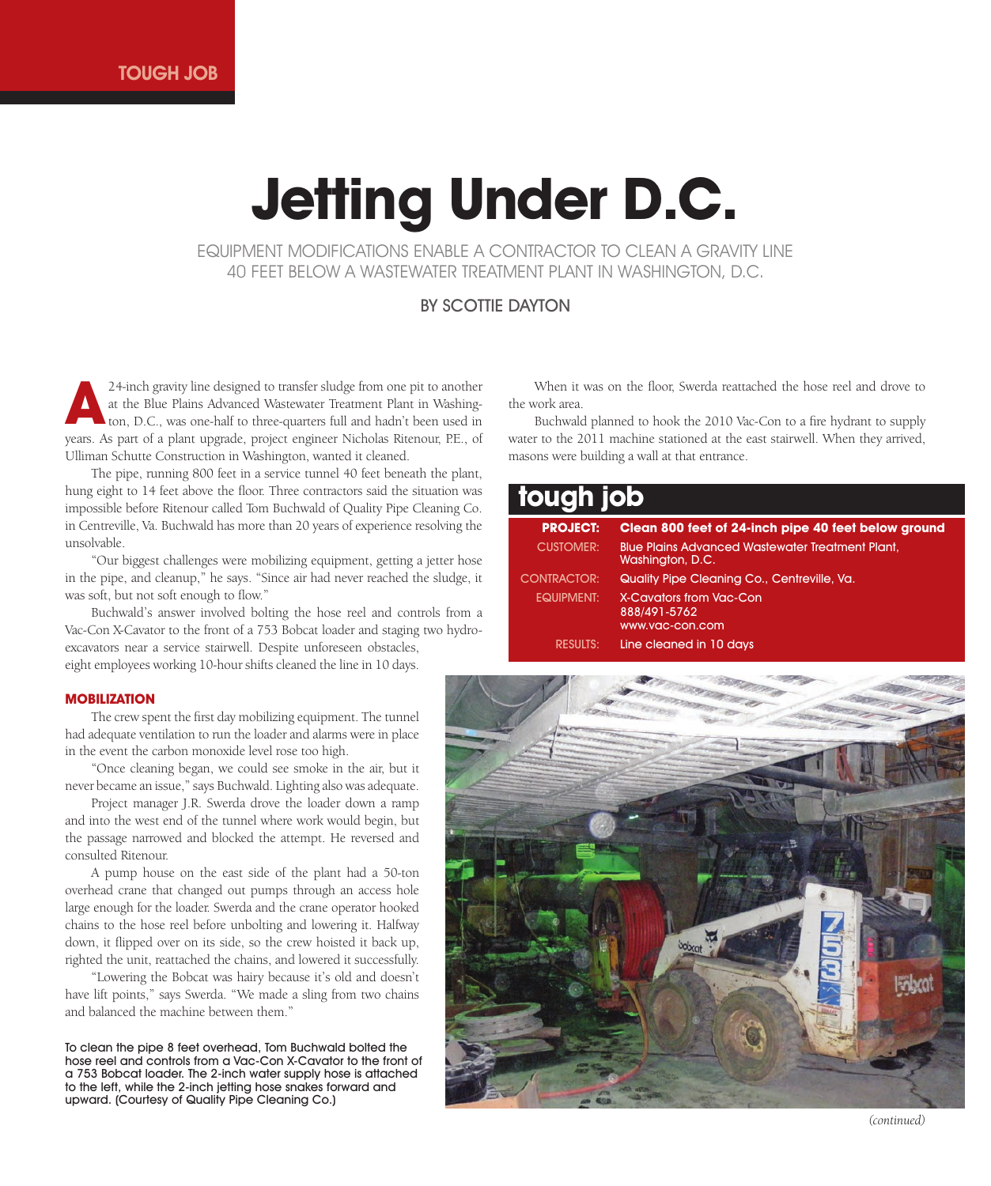TOUGH JOB

# Jetting Under D.C.

EQUIPMENT MODIFICATIONS ENABLE A CONTRACTOR TO CLEAN A GRAVITY LINE 40 FEET BELOW A WASTEWATER TREATMENT PLANT IN WASHINGTON, D.C.

BY SCOTTIE DAYTON

A 24-inch gravity line designed to transfer sludge from one pit to another at the Blue Plains Advanced Wastewater Treatment Plant in Washington, D.C., was one-half to three-quarters full and hadn't been used in years. As part of a plant upgrade, project engineer Nicholas Ritenour, P.E., of Ulliman Schutte Construction in Washington, wanted it cleaned.

The pipe, running 800 feet in a service tunnel 40 feet beneath the plant, hung eight to 14 feet above the floor. Three contractors said the situation was impossible before Ritenour called Tom Buchwald of Quality Pipe Cleaning Co. in Centreville, Va. Buchwald has more than 20 years of experience resolving the unsolvable.

"Our biggest challenges were mobilizing equipment, getting a jetter hose in the pipe, and cleanup," he says. "Since air had never reached the sludge, it was soft, but not soft enough to flow."

Buchwald's answer involved bolting the hose reel and controls from a Vac-Con X-Cavator to the front of a 753 Bobcat loader and staging two hydro-excavators near a service stairwell. Despite unforeseen obstacles, eight employees working 10-hour shifts cleaned the line in 10 days.

### MOBILIZATION

The crew spent the first day mobilizing equipment. The tunnel had adequate ventilation to run the loader and alarms were in place in the event the carbon monoxide level rose too high.

"Once cleaning began, we could see smoke in the air, but it never became an issue," says Buchwald. Lighting also was adequate.

Project manager J.R. Swerda drove the loader down a ramp and into the west end of the tunnel where work would begin, but the passage narrowed and blocked the attempt. He reversed and consulted Ritenour.

A pump house on the east side of the plant had a 50-ton overhead crane that changed out pumps through an access hole large enough for the loader. Swerda and the crane operator hooked chains to the hose reel before unbolting and lowering it. Halfway down, it flipped over on its side, so the crew hoisted it back up, righted the unit, reattached the chains, and lowered it successfully.

"Lowering the Bobcat was hairy because it's old and doesn't have lift points," says Swerda. "We made a sling from two chains and balanced the machine between them."

When it was on the floor, Swerda reattached the hose reel and drove to the work area.

Buchwald planned to hook the 2010 Vac-Con to a fire hydrant to supply water to the 2011 machine stationed at the east stairwell. When they arrived, masons were building a wall at that entrance.

## tough job

| | |
|---|---|
| **PROJECT:** | **Clean 800 feet of 24-inch pipe 40 feet below ground** |
| CUSTOMER: | Blue Plains Advanced Wastewater Treatment Plant, Washington, D.C. |
| CONTRACTOR: | Quality Pipe Cleaning Co., Centreville, Va. |
| EQUIPMENT: | X-Cavators from Vac-Con 888/491-5762 www.vac-con.com |
| RESULTS: | Line cleaned in 10 days |

To clean the pipe 8 feet overhead, Tom Buchwald bolted the hose reel and controls from a Vac-Con X-Cavator to the front of a 753 Bobcat loader. The 2-inch water supply hose is attached to the left, while the 2-inch jetting hose snakes forward and upward. (Courtesy of Quality Pipe Cleaning Co.)

*(continued)*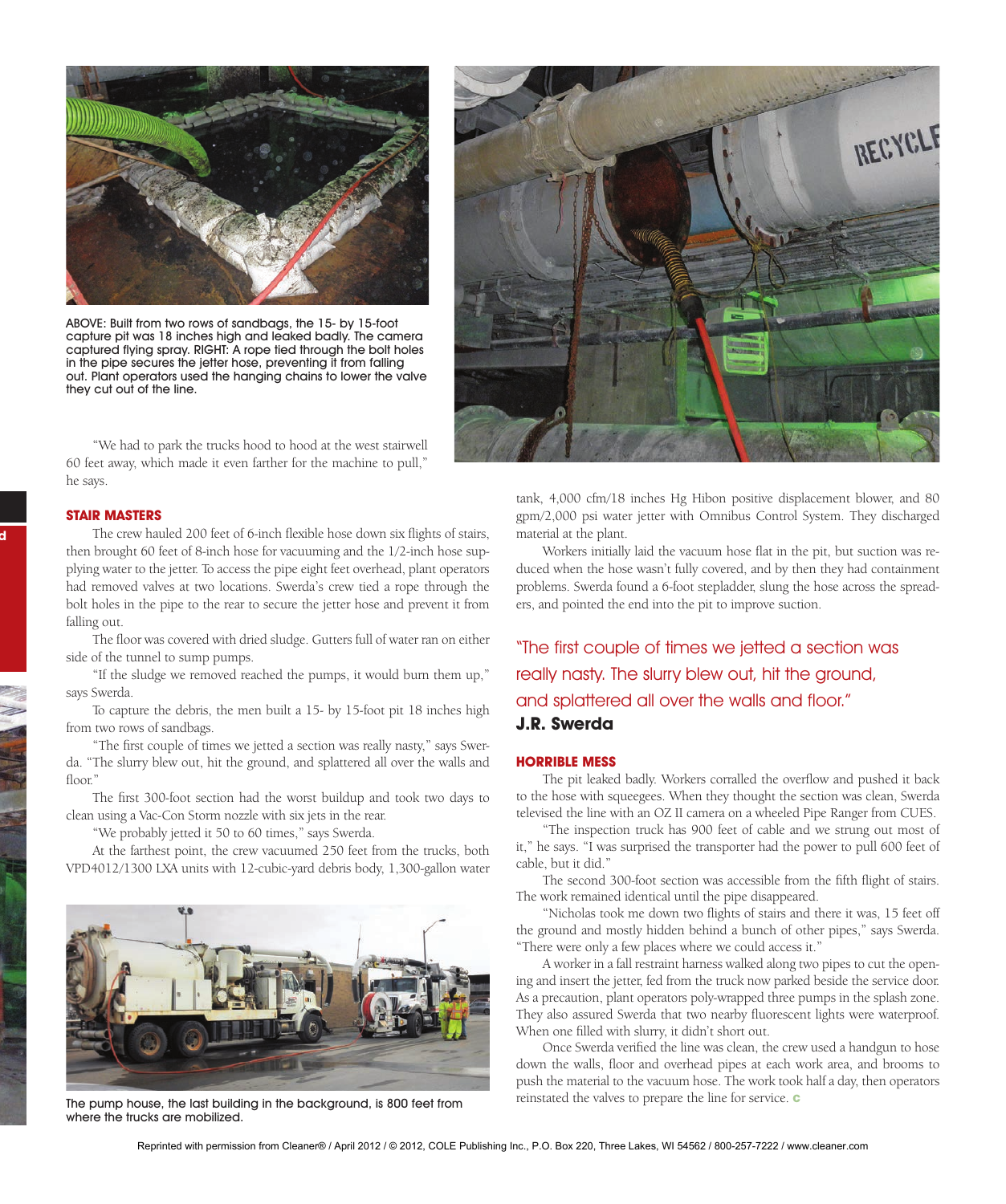ABOVE: Built from two rows of sandbags, the 15- by 15-foot capture pit was 18 inches high and leaked badly. The camera captured flying spray. RIGHT: A rope tied through the bolt holes in the pipe secures the jetter hose, preventing it from falling out. Plant operators used the hanging chains to lower the valve they cut out of the line.

"We had to park the trucks hood to hood at the west stairwell 60 feet away, which made it even farther for the machine to pull," he says.

## STAIR MASTERS

The crew hauled 200 feet of 6-inch flexible hose down six flights of stairs, then brought 60 feet of 8-inch hose for vacuuming and the 1/2-inch hose supplying water to the jetter. To access the pipe eight feet overhead, plant operators had removed valves at two locations. Swerda's crew tied a rope through the bolt holes in the pipe to the rear to secure the jetter hose and prevent it from falling out.

The floor was covered with dried sludge. Gutters full of water ran on either side of the tunnel to sump pumps.

"If the sludge we removed reached the pumps, it would burn them up," says Swerda.

To capture the debris, the men built a 15- by 15-foot pit 18 inches high from two rows of sandbags.

"The first couple of times we jetted a section was really nasty," says Swerda. "The slurry blew out, hit the ground, and splattered all over the walls and floor."

The first 300-foot section had the worst buildup and took two days to clean using a Vac-Con Storm nozzle with six jets in the rear.

"We probably jetted it 50 to 60 times," says Swerda.

At the farthest point, the crew vacuumed 250 feet from the trucks, both VPD4012/1300 LXA units with 12-cubic-yard debris body, 1,300-gallon water tank, 4,000 cfm/18 inches Hg Hibon positive displacement blower, and 80 gpm/2,000 psi water jetter with Omnibus Control System. They discharged material at the plant.

Workers initially laid the vacuum hose flat in the pit, but suction was reduced when the hose wasn't fully covered, and by then they had containment problems. Swerda found a 6-foot stepladder, slung the hose across the spreaders, and pointed the end into the pit to improve suction.

The pump house, the last building in the background, is 800 feet from where the trucks are mobilized.

> "The first couple of times we jetted a section was really nasty. The slurry blew out, hit the ground, and splattered all over the walls and floor."
> **J.R. Swerda**

## HORRIBLE MESS

The pit leaked badly. Workers corralled the overflow and pushed it back to the hose with squeegees. When they thought the section was clean, Swerda televised the line with an OZ II camera on a wheeled Pipe Ranger from CUES.

"The inspection truck has 900 feet of cable and we strung out most of it," he says. "I was surprised the transporter had the power to pull 600 feet of cable, but it did."

The second 300-foot section was accessible from the fifth flight of stairs. The work remained identical until the pipe disappeared.

"Nicholas took me down two flights of stairs and there it was, 15 feet off the ground and mostly hidden behind a bunch of other pipes," says Swerda. "There were only a few places where we could access it."

A worker in a fall restraint harness walked along two pipes to cut the opening and insert the jetter, fed from the truck now parked beside the service door. As a precaution, plant operators poly-wrapped three pumps in the splash zone. They also assured Swerda that two nearby fluorescent lights were waterproof. When one filled with slurry, it didn't short out.

Once Swerda verified the line was clean, the crew used a handgun to hose down the walls, floor and overhead pipes at each work area, and brooms to push the material to the vacuum hose. The work took half a day, then operators reinstated the valves to prepare the line for service. c

Reprinted with permission from Cleaner® / April 2012 / © 2012, COLE Publishing Inc., P.O. Box 220, Three Lakes, WI 54562 / 800-257-7222 / www.cleaner.com